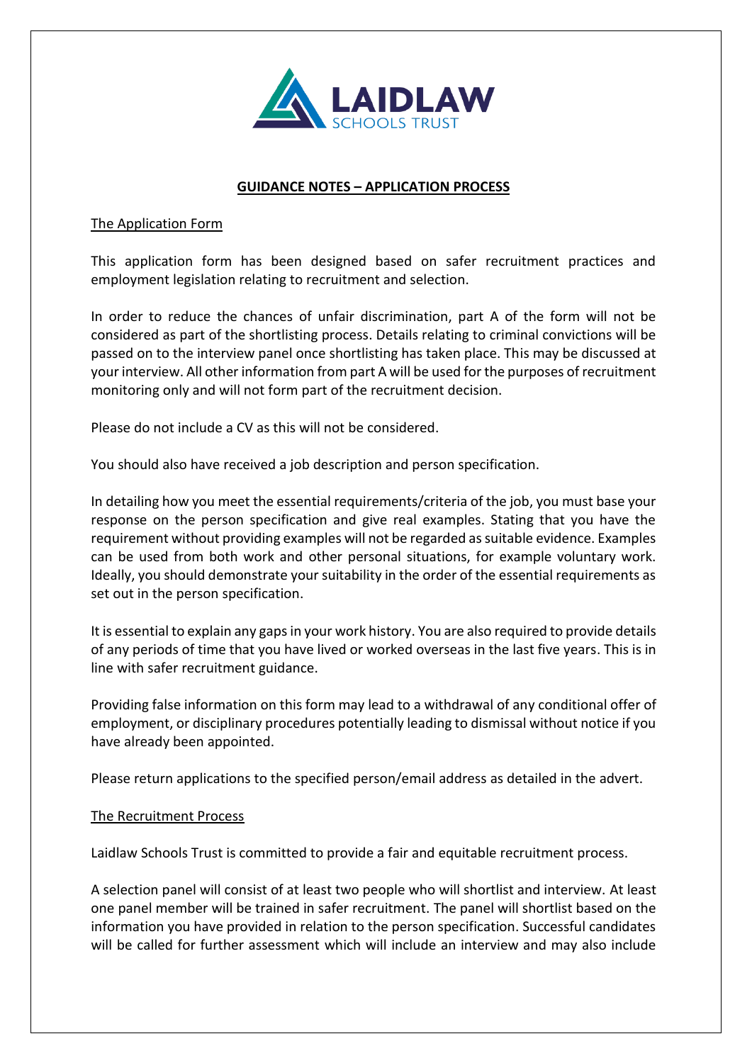# GUIDANCE NOTES – APPLICATION PROCESS

## The Application Form

This application form has been designed based on safer recruitment practices and employment legislation relating to recruitment and selection.

In order to reduce the chances of unfair discrimination, part A of the form will not be considered as part of the shortlisting process. Details relating to criminal convictions will be passed on to the interview panel once shortlisting has taken place. This may be discussed at your interview. All other information from part A will be used for the purposes of recruitment monitoring only and will not form part of the recruitment decision.

Please do not include a CV as this will not be considered.

You should also have received a job description and person specification.

In detailing how you meet the essential requirements/criteria of the job, you must base your response on the person specification and give real examples. Stating that you have the requirement without providing examples will not be regarded as suitable evidence. Examples can be used from both work and other personal situations, for example voluntary work. Ideally, you should demonstrate your suitability in the order of the essential requirements as set out in the person specification.

It is essential to explain any gaps in your work history. You are also required to provide details of any periods of time that you have lived or worked overseas in the last five years. This is in line with safer recruitment guidance.

Providing false information on this form may lead to a withdrawal of any conditional offer of employment, or disciplinary procedures potentially leading to dismissal without notice if you have already been appointed.

Please return applications to the specified person/email address as detailed in the advert.

## The Recruitment Process

Laidlaw Schools Trust is committed to provide a fair and equitable recruitment process.

A selection panel will consist of at least two people who will shortlist and interview. At least one panel member will be trained in safer recruitment. The panel will shortlist based on the information you have provided in relation to the person specification. Successful candidates will be called for further assessment which will include an interview and may also include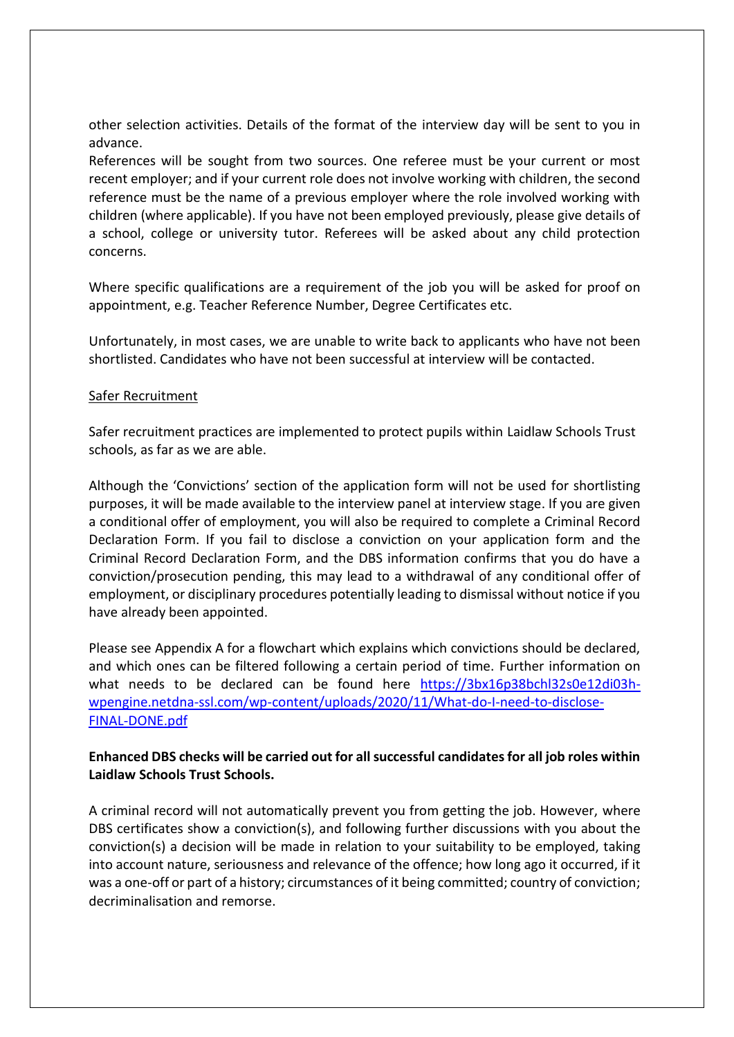other selection activities. Details of the format of the interview day will be sent to you in advance.

References will be sought from two sources. One referee must be your current or most recent employer; and if your current role does not involve working with children, the second reference must be the name of a previous employer where the role involved working with children (where applicable). If you have not been employed previously, please give details of a school, college or university tutor. Referees will be asked about any child protection concerns.

Where specific qualifications are a requirement of the job you will be asked for proof on appointment, e.g. Teacher Reference Number, Degree Certificates etc.

Unfortunately, in most cases, we are unable to write back to applicants who have not been shortlisted. Candidates who have not been successful at interview will be contacted.

Safer Recruitment

Safer recruitment practices are implemented to protect pupils within Laidlaw Schools Trust schools, as far as we are able.

Although the 'Convictions' section of the application form will not be used for shortlisting purposes, it will be made available to the interview panel at interview stage. If you are given a conditional offer of employment, you will also be required to complete a Criminal Record Declaration Form. If you fail to disclose a conviction on your application form and the Criminal Record Declaration Form, and the DBS information confirms that you do have a conviction/prosecution pending, this may lead to a withdrawal of any conditional offer of employment, or disciplinary procedures potentially leading to dismissal without notice if you have already been appointed.

Please see Appendix A for a flowchart which explains which convictions should be declared, and which ones can be filtered following a certain period of time. Further information on what needs to be declared can be found here [https://3bx16p38bchl32s0e12di03h-wpengine.netdna-ssl.com/wp-content/uploads/2020/11/What-do-I-need-to-disclose-FINAL-DONE.pdf](https://3bx16p38bchl32s0e12di03h-wpengine.netdna-ssl.com/wp-content/uploads/2020/11/What-do-I-need-to-disclose-FINAL-DONE.pdf)

**Enhanced DBS checks will be carried out for all successful candidates for all job roles within Laidlaw Schools Trust Schools.**

A criminal record will not automatically prevent you from getting the job. However, where DBS certificates show a conviction(s), and following further discussions with you about the conviction(s) a decision will be made in relation to your suitability to be employed, taking into account nature, seriousness and relevance of the offence; how long ago it occurred, if it was a one-off or part of a history; circumstances of it being committed; country of conviction; decriminalisation and remorse.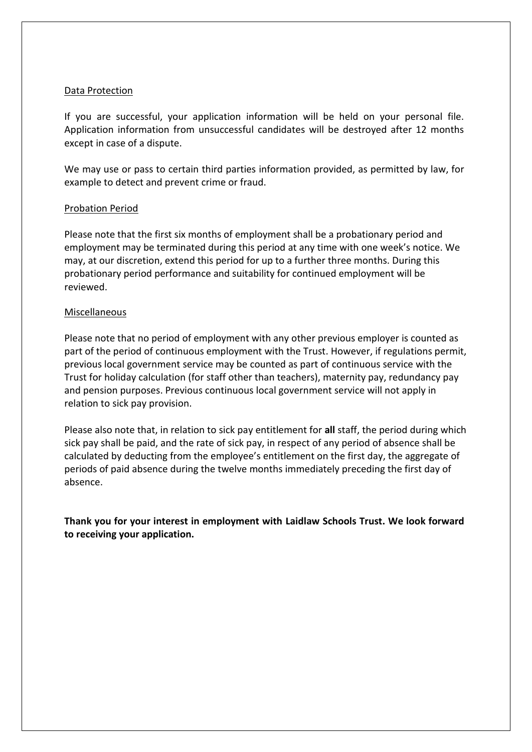<u>Data Protection</u>

If you are successful, your application information will be held on your personal file. Application information from unsuccessful candidates will be destroyed after 12 months except in case of a dispute.

We may use or pass to certain third parties information provided, as permitted by law, for example to detect and prevent crime or fraud.

<u>Probation Period</u>

Please note that the first six months of employment shall be a probationary period and employment may be terminated during this period at any time with one week's notice. We may, at our discretion, extend this period for up to a further three months. During this probationary period performance and suitability for continued employment will be reviewed.

<u>Miscellaneous</u>

Please note that no period of employment with any other previous employer is counted as part of the period of continuous employment with the Trust. However, if regulations permit, previous local government service may be counted as part of continuous service with the Trust for holiday calculation (for staff other than teachers), maternity pay, redundancy pay and pension purposes. Previous continuous local government service will not apply in relation to sick pay provision.

Please also note that, in relation to sick pay entitlement for **all** staff, the period during which sick pay shall be paid, and the rate of sick pay, in respect of any period of absence shall be calculated by deducting from the employee's entitlement on the first day, the aggregate of periods of paid absence during the twelve months immediately preceding the first day of absence.

**Thank you for your interest in employment with Laidlaw Schools Trust. We look forward to receiving your application.**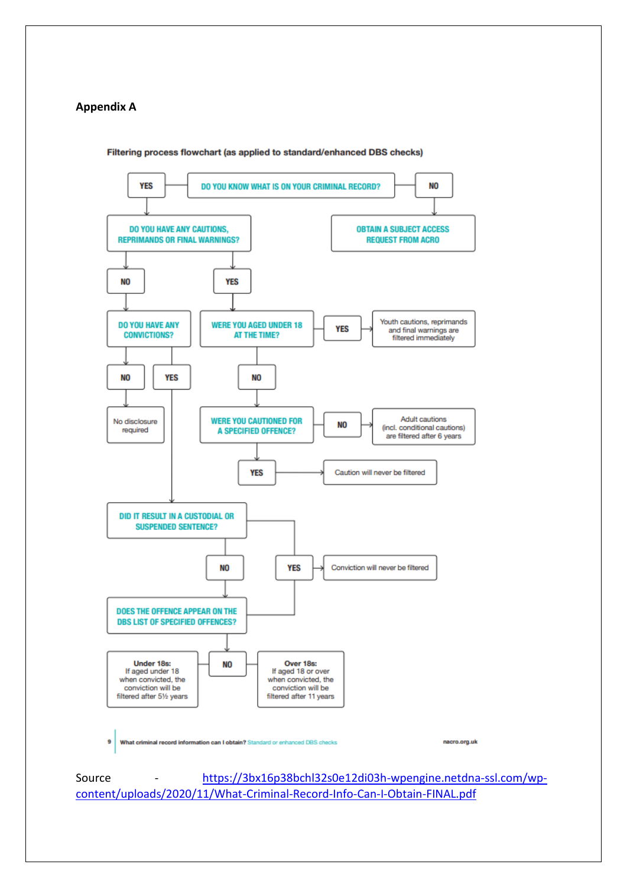**Appendix A**

Filtering process flowchart (as applied to standard/enhanced DBS checks)

YES

DO YOU KNOW WHAT IS ON YOUR CRIMINAL RECORD?

NO

DO YOU HAVE ANY CAUTIONS, REPRIMANDS OR FINAL WARNINGS?

OBTAIN A SUBJECT ACCESS REQUEST FROM ACRO

NO

YES

DO YOU HAVE ANY CONVICTIONS?

WERE YOU AGED UNDER 18 AT THE TIME?

YES

Youth cautions, reprimands and final warnings are filtered immediately

NO

YES

NO

No disclosure required

WERE YOU CAUTIONED FOR A SPECIFIED OFFENCE?

NO

Adult cautions (incl. conditional cautions) are filtered after 6 years

YES

Caution will never be filtered

DID IT RESULT IN A CUSTODIAL OR SUSPENDED SENTENCE?

NO

YES

Conviction will never be filtered

DOES THE OFFENCE APPEAR ON THE DBS LIST OF SPECIFIED OFFENCES?

Under 18s: If aged under 18 when convicted, the conviction will be filtered after 5½ years

NO

Over 18s: If aged 18 or over when convicted, the conviction will be filtered after 11 years

9 What criminal record information can I obtain? Standard or enhanced DBS checks nacro.org.uk

Source - https://3bx16p38bchl32s0e12di03h-wpengine.netdna-ssl.com/wp-content/uploads/2020/11/What-Criminal-Record-Info-Can-I-Obtain-FINAL.pdf